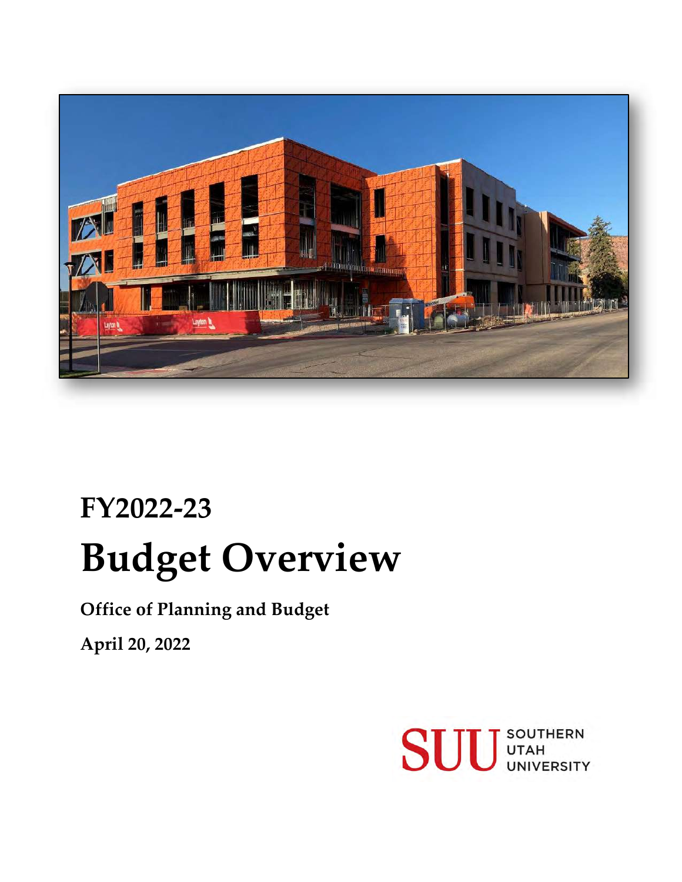# FY2022-23

# Budget Overview

**Office of Planning and Budget**

**April 20, 2022**

SUU SOUTHERN UTAH UNIVERSITY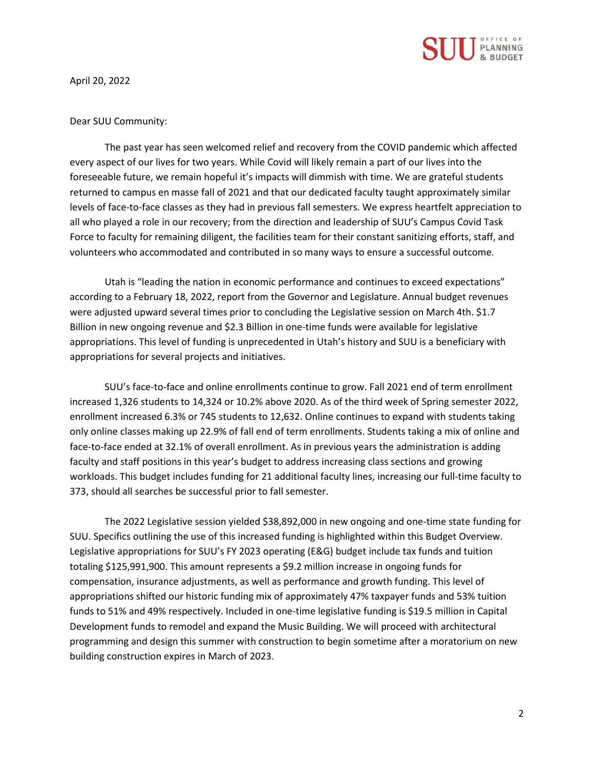April 20, 2022

Dear SUU Community:

The past year has seen welcomed relief and recovery from the COVID pandemic which affected every aspect of our lives for two years. While Covid will likely remain a part of our lives into the foreseeable future, we remain hopeful it's impacts will dimmish with time. We are grateful students returned to campus en masse fall of 2021 and that our dedicated faculty taught approximately similar levels of face-to-face classes as they had in previous fall semesters. We express heartfelt appreciation to all who played a role in our recovery; from the direction and leadership of SUU's Campus Covid Task Force to faculty for remaining diligent, the facilities team for their constant sanitizing efforts, staff, and volunteers who accommodated and contributed in so many ways to ensure a successful outcome.

Utah is "leading the nation in economic performance and continues to exceed expectations" according to a February 18, 2022, report from the Governor and Legislature. Annual budget revenues were adjusted upward several times prior to concluding the Legislative session on March 4th. $1.7 Billion in new ongoing revenue and $2.3 Billion in one-time funds were available for legislative appropriations. This level of funding is unprecedented in Utah's history and SUU is a beneficiary with appropriations for several projects and initiatives.

SUU's face-to-face and online enrollments continue to grow. Fall 2021 end of term enrollment increased 1,326 students to 14,324 or 10.2% above 2020. As of the third week of Spring semester 2022, enrollment increased 6.3% or 745 students to 12,632. Online continues to expand with students taking only online classes making up 22.9% of fall end of term enrollments. Students taking a mix of online and face-to-face ended at 32.1% of overall enrollment. As in previous years the administration is adding faculty and staff positions in this year's budget to address increasing class sections and growing workloads. This budget includes funding for 21 additional faculty lines, increasing our full-time faculty to 373, should all searches be successful prior to fall semester.

The 2022 Legislative session yielded $38,892,000 in new ongoing and one-time state funding for SUU. Specifics outlining the use of this increased funding is highlighted within this Budget Overview. Legislative appropriations for SUU's FY 2023 operating (E&G) budget include tax funds and tuition totaling $125,991,900. This amount represents a $9.2 million increase in ongoing funds for compensation, insurance adjustments, as well as performance and growth funding. This level of appropriations shifted our historic funding mix of approximately 47% taxpayer funds and 53% tuition funds to 51% and 49% respectively. Included in one-time legislative funding is $19.5 million in Capital Development funds to remodel and expand the Music Building. We will proceed with architectural programming and design this summer with construction to begin sometime after a moratorium on new building construction expires in March of 2023.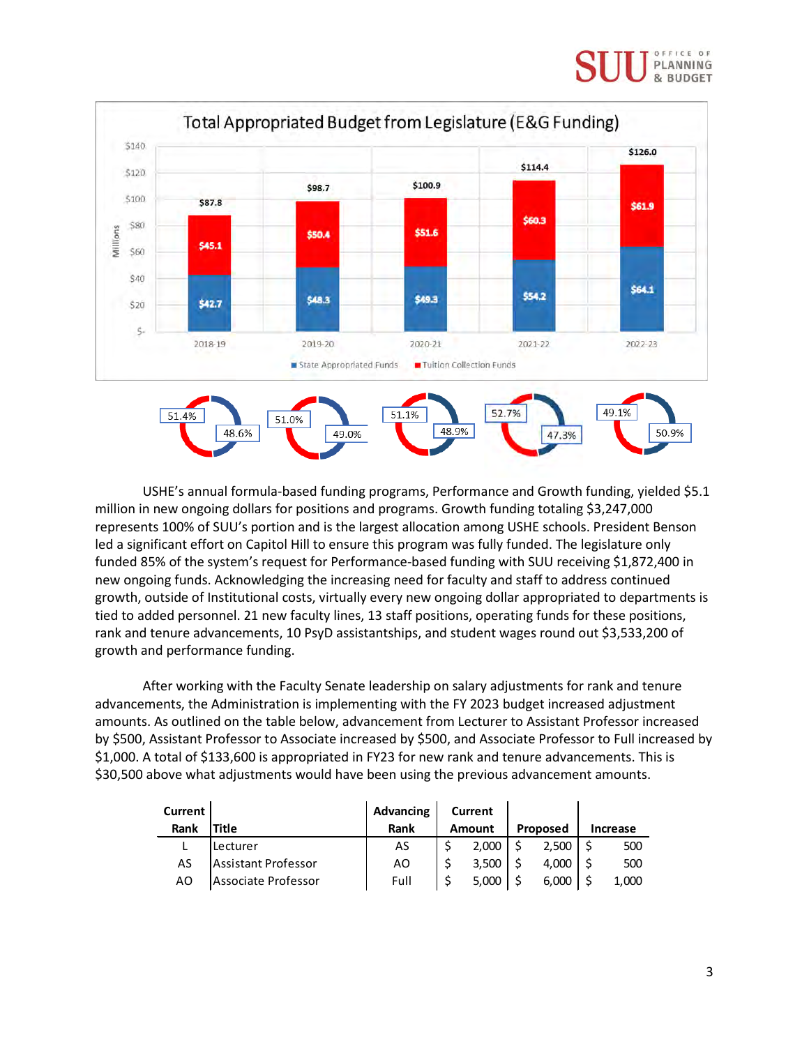**Total Appropriated Budget from Legislature (E&G Funding)**

| Year | State Appropriated Funds (Millions) | Tuition Collection Funds (Millions) | Total (Millions) | Tuition % | State % |
|---|---|---|---|---|---|
| 2018-19 | $42.7 | $45.1 | $87.8 | 51.4% | 48.6% |
| 2019-20 | $48.3 | $50.4 | $98.7 | 51.0% | 49.0% |
| 2020-21 | $49.3 | $51.6 | $100.9 | 51.1% | 48.9% |
| 2021-22 | $54.2 | $60.3 | $114.4 | 52.7% | 47.3% |
| 2022-23 | $64.1 | $61.9 | $126.0 | 49.1% | 50.9% |

USHE's annual formula-based funding programs, Performance and Growth funding, yielded $5.1 million in new ongoing dollars for positions and programs. Growth funding totaling $3,247,000 represents 100% of SUU's portion and is the largest allocation among USHE schools. President Benson led a significant effort on Capitol Hill to ensure this program was fully funded. The legislature only funded 85% of the system's request for Performance-based funding with SUU receiving $1,872,400 in new ongoing funds. Acknowledging the increasing need for faculty and staff to address continued growth, outside of Institutional costs, virtually every new ongoing dollar appropriated to departments is tied to added personnel. 21 new faculty lines, 13 staff positions, operating funds for these positions, rank and tenure advancements, 10 PsyD assistantships, and student wages round out $3,533,200 of growth and performance funding.

After working with the Faculty Senate leadership on salary adjustments for rank and tenure advancements, the Administration is implementing with the FY 2023 budget increased adjustment amounts. As outlined on the table below, advancement from Lecturer to Assistant Professor increased by $500, Assistant Professor to Associate increased by $500, and Associate Professor to Full increased by $1,000. A total of $133,600 is appropriated in FY23 for new rank and tenure advancements. This is $30,500 above what adjustments would have been using the previous advancement amounts.

| Current Rank | Title | Advancing Rank | Current Amount | Proposed | Increase |
|---|---|---|---|---|---|
| L | Lecturer | AS | $ 2,000 | $ 2,500 | $ 500 |
| AS | Assistant Professor | AO | $ 3,500 | $ 4,000 | $ 500 |
| AO | Associate Professor | Full | $ 5,000 | $ 6,000 | $ 1,000 |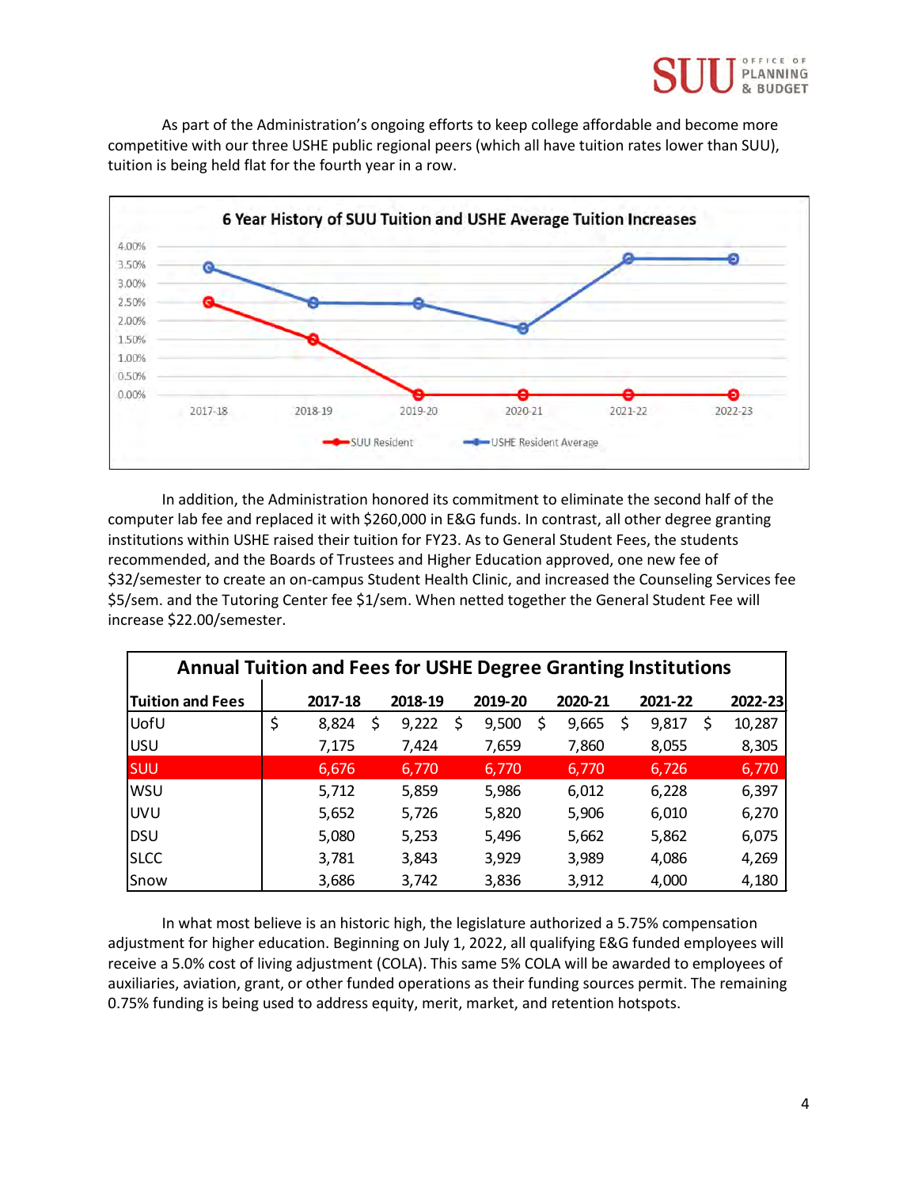As part of the Administration's ongoing efforts to keep college affordable and become more competitive with our three USHE public regional peers (which all have tuition rates lower than SUU), tuition is being held flat for the fourth year in a row.

**6 Year History of SUU Tuition and USHE Average Tuition Increases**

In addition, the Administration honored its commitment to eliminate the second half of the computer lab fee and replaced it with $260,000 in E&G funds. In contrast, all other degree granting institutions within USHE raised their tuition for FY23. As to General Student Fees, the students recommended, and the Boards of Trustees and Higher Education approved, one new fee of $32/semester to create an on-campus Student Health Clinic, and increased the Counseling Services fee $5/sem. and the Tutoring Center fee $1/sem. When netted together the General Student Fee will increase $22.00/semester.

**Annual Tuition and Fees for USHE Degree Granting Institutions**

| Tuition and Fees | 2017-18 | 2018-19 | 2019-20 | 2020-21 | 2021-22 | 2022-23 |
|---|---|---|---|---|---|---|
| UofU | $ 8,824 | $ 9,222 | $ 9,500 | $ 9,665 | $ 9,817 | $ 10,287 |
| USU | 7,175 | 7,424 | 7,659 | 7,860 | 8,055 | 8,305 |
| SUU | 6,676 | 6,770 | 6,770 | 6,770 | 6,726 | 6,770 |
| WSU | 5,712 | 5,859 | 5,986 | 6,012 | 6,228 | 6,397 |
| UVU | 5,652 | 5,726 | 5,820 | 5,906 | 6,010 | 6,270 |
| DSU | 5,080 | 5,253 | 5,496 | 5,662 | 5,862 | 6,075 |
| SLCC | 3,781 | 3,843 | 3,929 | 3,989 | 4,086 | 4,269 |
| Snow | 3,686 | 3,742 | 3,836 | 3,912 | 4,000 | 4,180 |

In what most believe is an historic high, the legislature authorized a 5.75% compensation adjustment for higher education. Beginning on July 1, 2022, all qualifying E&G funded employees will receive a 5.0% cost of living adjustment (COLA). This same 5% COLA will be awarded to employees of auxiliaries, aviation, grant, or other funded operations as their funding sources permit. The remaining 0.75% funding is being used to address equity, merit, market, and retention hotspots.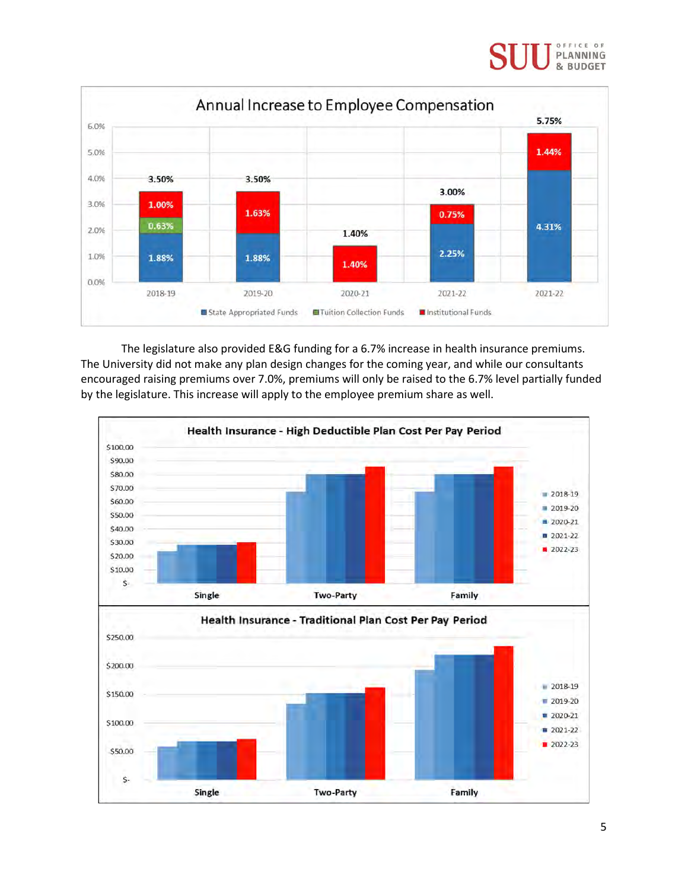**Annual Increase to Employee Compensation**

| Year | State Appropriated Funds | Tuition Collection Funds | Institutional Funds | Total |
|---|---|---|---|---|
| 2018-19 | 1.88% | 0.63% | 1.00% | 3.50% |
| 2019-20 | 1.88% | | 1.63% | 3.50% |
| 2020-21 | | | 1.40% | 1.40% |
| 2021-22 | 2.25% | | 0.75% | 3.00% |
| 2021-22 | 4.31% | | 1.44% | 5.75% |

The legislature also provided E&G funding for a 6.7% increase in health insurance premiums. The University did not make any plan design changes for the coming year, and while our consultants encouraged raising premiums over 7.0%, premiums will only be raised to the 6.7% level partially funded by the legislature. This increase will apply to the employee premium share as well.

**Health Insurance - High Deductible Plan Cost Per Pay Period**

**Health Insurance - Traditional Plan Cost Per Pay Period**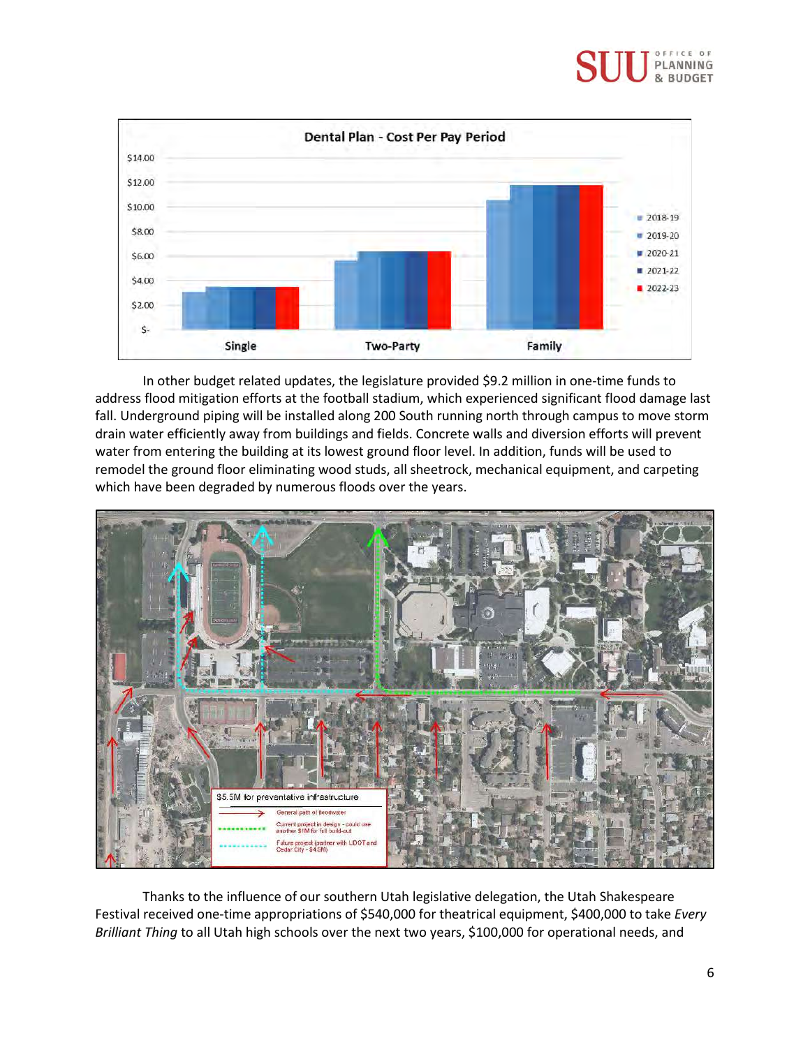In other budget related updates, the legislature provided $9.2 million in one-time funds to address flood mitigation efforts at the football stadium, which experienced significant flood damage last fall. Underground piping will be installed along 200 South running north through campus to move storm drain water efficiently away from buildings and fields. Concrete walls and diversion efforts will prevent water from entering the building at its lowest ground floor level. In addition, funds will be used to remodel the ground floor eliminating wood studs, all sheetrock, mechanical equipment, and carpeting which have been degraded by numerous floods over the years.

Thanks to the influence of our southern Utah legislative delegation, the Utah Shakespeare Festival received one-time appropriations of $540,000 for theatrical equipment, $400,000 to take *Every Brilliant Thing* to all Utah high schools over the next two years, $100,000 for operational needs, and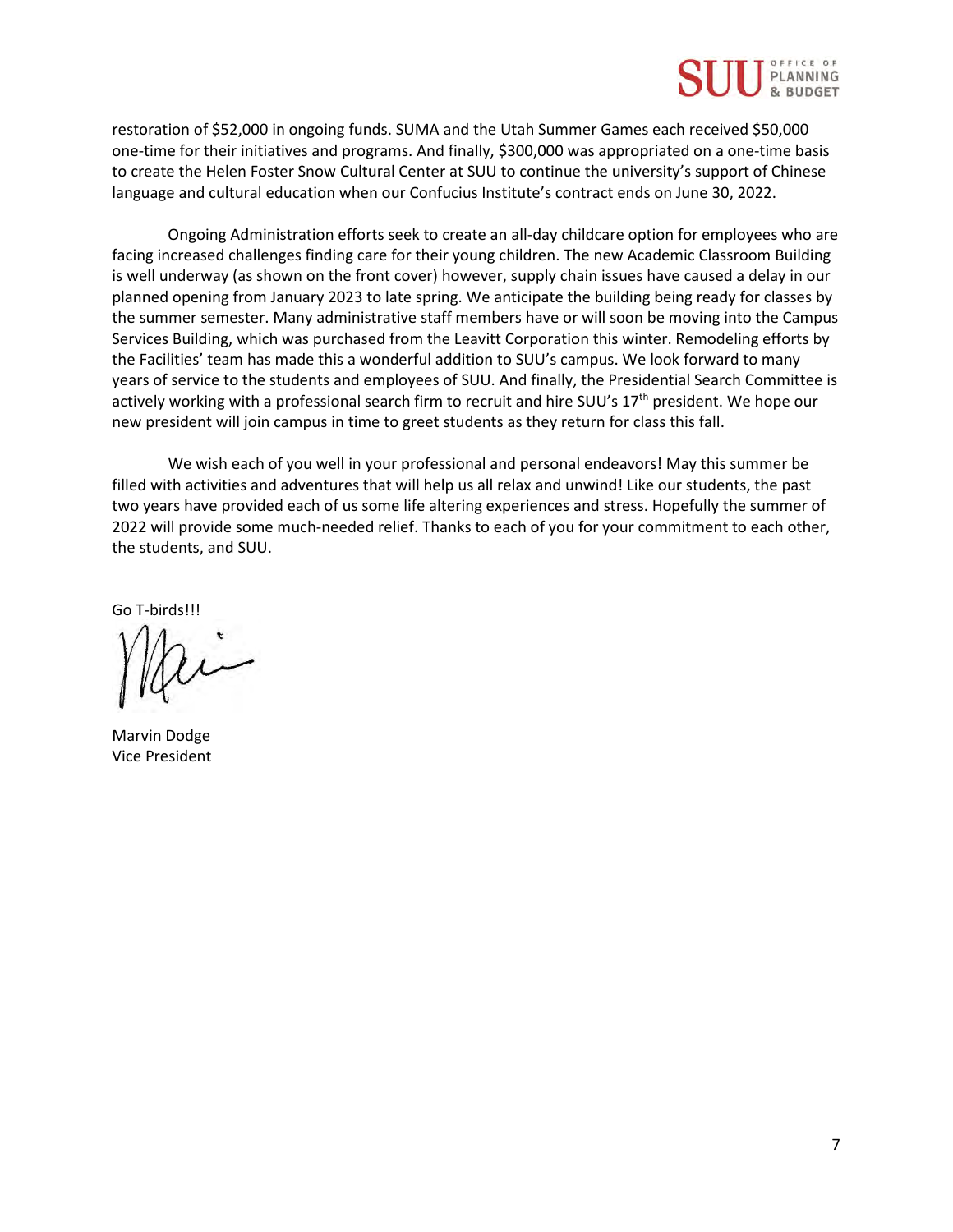restoration of $52,000 in ongoing funds. SUMA and the Utah Summer Games each received $50,000 one-time for their initiatives and programs. And finally, $300,000 was appropriated on a one-time basis to create the Helen Foster Snow Cultural Center at SUU to continue the university's support of Chinese language and cultural education when our Confucius Institute's contract ends on June 30, 2022.

Ongoing Administration efforts seek to create an all-day childcare option for employees who are facing increased challenges finding care for their young children. The new Academic Classroom Building is well underway (as shown on the front cover) however, supply chain issues have caused a delay in our planned opening from January 2023 to late spring. We anticipate the building being ready for classes by the summer semester. Many administrative staff members have or will soon be moving into the Campus Services Building, which was purchased from the Leavitt Corporation this winter. Remodeling efforts by the Facilities' team has made this a wonderful addition to SUU's campus. We look forward to many years of service to the students and employees of SUU. And finally, the Presidential Search Committee is actively working with a professional search firm to recruit and hire SUU's 17th president. We hope our new president will join campus in time to greet students as they return for class this fall.

We wish each of you well in your professional and personal endeavors! May this summer be filled with activities and adventures that will help us all relax and unwind! Like our students, the past two years have provided each of us some life altering experiences and stress. Hopefully the summer of 2022 will provide some much-needed relief. Thanks to each of you for your commitment to each other, the students, and SUU.

Go T-birds!!!

Marvin Dodge
Vice President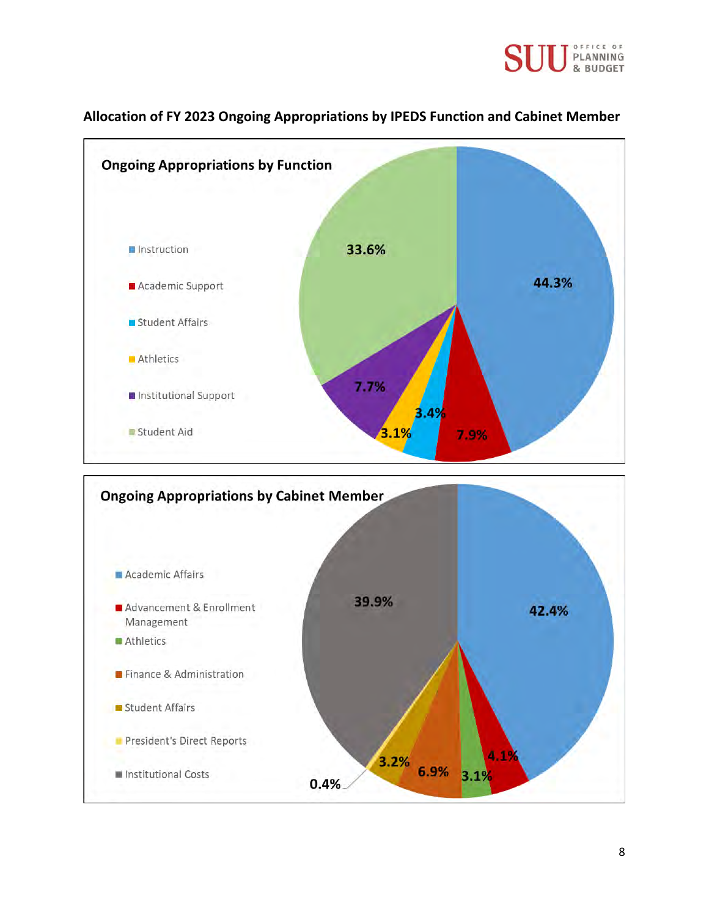## Allocation of FY 2023 Ongoing Appropriations by IPEDS Function and Cabinet Member

### Ongoing Appropriations by Function

| Function | Percentage |
|---|---|
| Instruction | 44.3% |
| Academic Support | 7.9% |
| Student Affairs | 3.4% |
| Athletics | 3.1% |
| Institutional Support | 7.7% |
| Student Aid | 33.6% |

### Ongoing Appropriations by Cabinet Member

| Cabinet Member | Percentage |
|---|---|
| Academic Affairs | 42.4% |
| Advancement & Enrollment Management | 4.1% |
| Athletics | 3.1% |
| Finance & Administration | 6.9% |
| Student Affairs | 3.2% |
| President's Direct Reports | 0.4% |
| Institutional Costs | 39.9% |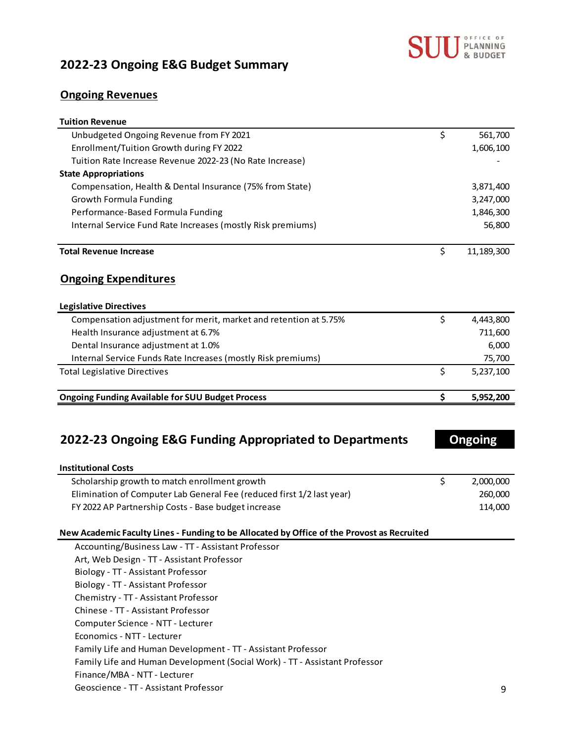## 2022-23 Ongoing E&G Budget Summary

### Ongoing Revenues

| Tuition Revenue | | |
|---|---|---|
| Unbudgeted Ongoing Revenue from FY 2021 | $ | 561,700 |
| Enrollment/Tuition Growth during FY 2022 | | 1,606,100 |
| Tuition Rate Increase Revenue 2022-23 (No Rate Increase) | | - |
| **State Appropriations** | | |
| Compensation, Health & Dental Insurance (75% from State) | | 3,871,400 |
| Growth Formula Funding | | 3,247,000 |
| Performance-Based Formula Funding | | 1,846,300 |
| Internal Service Fund Rate Increases (mostly Risk premiums) | | 56,800 |
| **Total Revenue Increase** | $ | 11,189,300 |

### Ongoing Expenditures

| Legislative Directives | | |
|---|---|---|
| Compensation adjustment for merit, market and retention at 5.75% | $ | 4,443,800 |
| Health Insurance adjustment at 6.7% | | 711,600 |
| Dental Insurance adjustment at 1.0% | | 6,000 |
| Internal Service Funds Rate Increases (mostly Risk premiums) | | 75,700 |
| Total Legislative Directives | $ | 5,237,100 |
| **Ongoing Funding Available for SUU Budget Process** | **$** | **5,952,200** |

## 2022-23 Ongoing E&G Funding Appropriated to Departments — Ongoing

| Institutional Costs | | |
|---|---|---|
| Scholarship growth to match enrollment growth | $ | 2,000,000 |
| Elimination of Computer Lab General Fee (reduced first 1/2 last year) | | 260,000 |
| FY 2022 AP Partnership Costs - Base budget increase | | 114,000 |

**New Academic Faculty Lines - Funding to be Allocated by Office of the Provost as Recruited**

- Accounting/Business Law - TT - Assistant Professor
- Art, Web Design - TT - Assistant Professor
- Biology - TT - Assistant Professor
- Biology - TT - Assistant Professor
- Chemistry - TT - Assistant Professor
- Chinese - TT - Assistant Professor
- Computer Science - NTT - Lecturer
- Economics - NTT - Lecturer
- Family Life and Human Development - TT - Assistant Professor
- Family Life and Human Development (Social Work) - TT - Assistant Professor
- Finance/MBA - NTT - Lecturer
- Geoscience - TT - Assistant Professor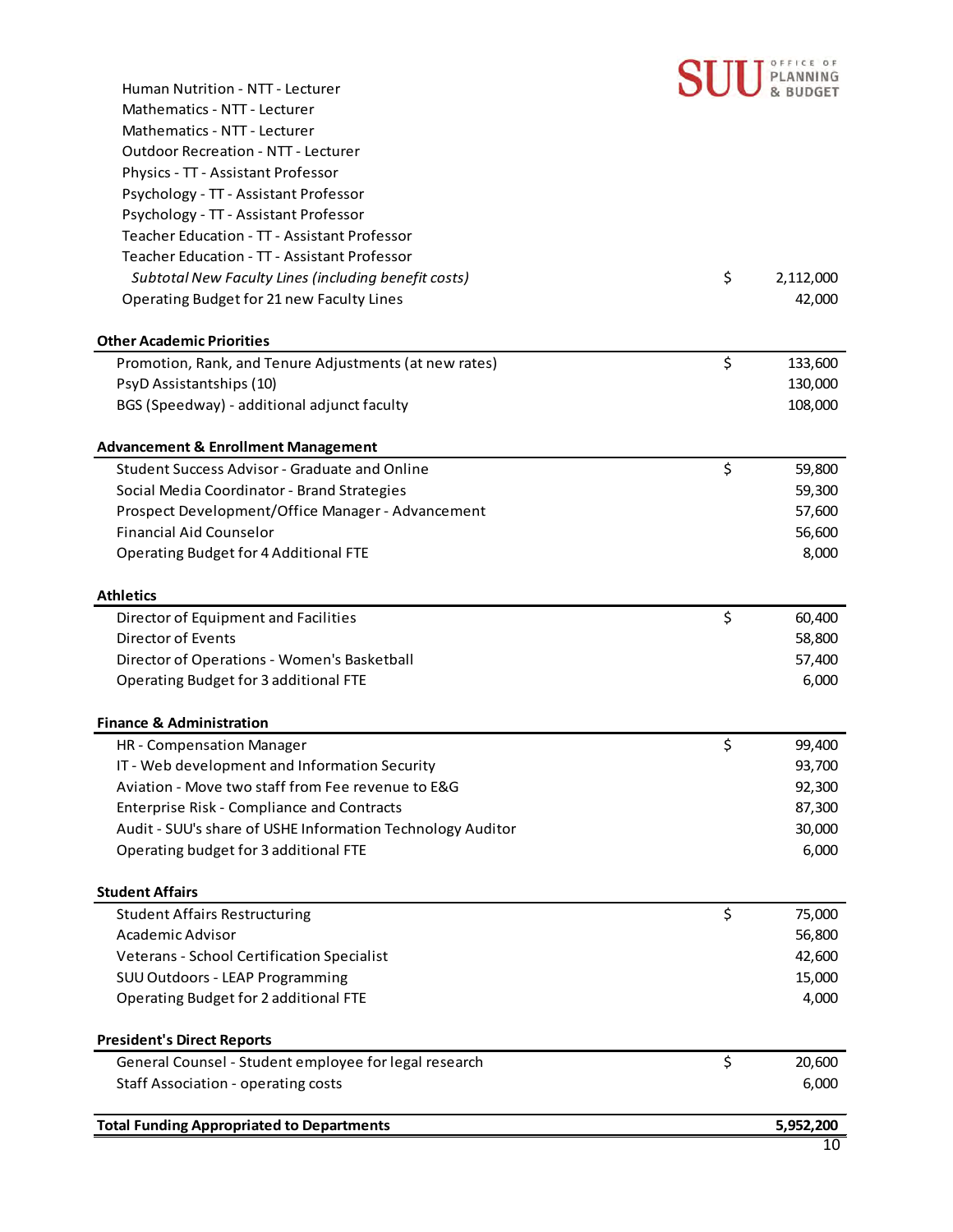| | | |
|---|---|---|
| Human Nutrition - NTT - Lecturer | | |
| Mathematics - NTT - Lecturer | | |
| Mathematics - NTT - Lecturer | | |
| Outdoor Recreation - NTT - Lecturer | | |
| Physics - TT - Assistant Professor | | |
| Psychology - TT - Assistant Professor | | |
| Psychology - TT - Assistant Professor | | |
| Teacher Education - TT - Assistant Professor | | |
| Teacher Education - TT - Assistant Professor | | |
| *Subtotal New Faculty Lines (including benefit costs)* | $ | 2,112,000 |
| Operating Budget for 21 new Faculty Lines | | 42,000 |
| | | |
| **Other Academic Priorities** | | |
| Promotion, Rank, and Tenure Adjustments (at new rates) | $ | 133,600 |
| PsyD Assistantships (10) | | 130,000 |
| BGS (Speedway) - additional adjunct faculty | | 108,000 |
| | | |
| **Advancement & Enrollment Management** | | |
| Student Success Advisor - Graduate and Online | $ | 59,800 |
| Social Media Coordinator - Brand Strategies | | 59,300 |
| Prospect Development/Office Manager - Advancement | | 57,600 |
| Financial Aid Counselor | | 56,600 |
| Operating Budget for 4 Additional FTE | | 8,000 |
| | | |
| **Athletics** | | |
| Director of Equipment and Facilities | $ | 60,400 |
| Director of Events | | 58,800 |
| Director of Operations - Women's Basketball | | 57,400 |
| Operating Budget for 3 additional FTE | | 6,000 |
| | | |
| **Finance & Administration** | | |
| HR - Compensation Manager | $ | 99,400 |
| IT - Web development and Information Security | | 93,700 |
| Aviation - Move two staff from Fee revenue to E&G | | 92,300 |
| Enterprise Risk - Compliance and Contracts | | 87,300 |
| Audit - SUU's share of USHE Information Technology Auditor | | 30,000 |
| Operating budget for 3 additional FTE | | 6,000 |
| | | |
| **Student Affairs** | | |
| Student Affairs Restructuring | $ | 75,000 |
| Academic Advisor | | 56,800 |
| Veterans - School Certification Specialist | | 42,600 |
| SUU Outdoors - LEAP Programming | | 15,000 |
| Operating Budget for 2 additional FTE | | 4,000 |
| | | |
| **President's Direct Reports** | | |
| General Counsel - Student employee for legal research | $ | 20,600 |
| Staff Association - operating costs | | 6,000 |
| | | |
| **Total Funding Appropriated to Departments** | | **5,952,200** |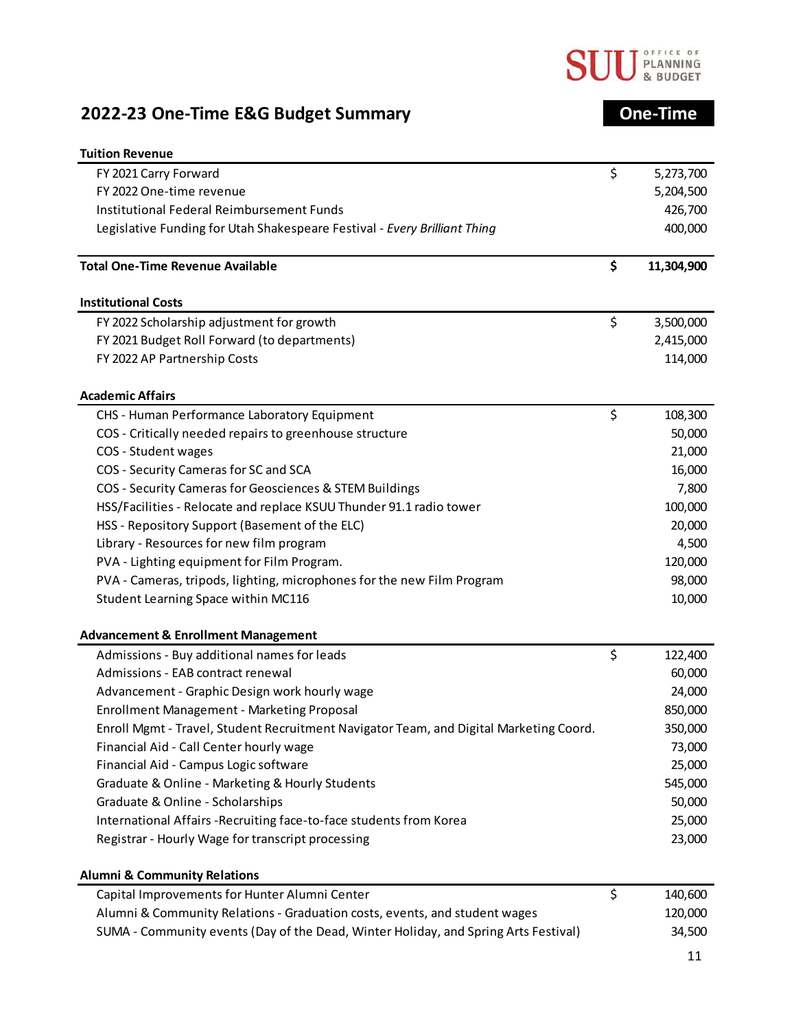# 2022-23 One-Time E&G Budget Summary

**One-Time**

| **Tuition Revenue** | | |
|---|---|---|
| FY 2021 Carry Forward | $ | 5,273,700 |
| FY 2022 One-time revenue | | 5,204,500 |
| Institutional Federal Reimbursement Funds | | 426,700 |
| Legislative Funding for Utah Shakespeare Festival - *Every Brilliant Thing* | | 400,000 |
| | | |
| **Total One-Time Revenue Available** | **$** | **11,304,900** |
| | | |
| **Institutional Costs** | | |
| FY 2022 Scholarship adjustment for growth | $ | 3,500,000 |
| FY 2021 Budget Roll Forward (to departments) | | 2,415,000 |
| FY 2022 AP Partnership Costs | | 114,000 |
| | | |
| **Academic Affairs** | | |
| CHS - Human Performance Laboratory Equipment | $ | 108,300 |
| COS - Critically needed repairs to greenhouse structure | | 50,000 |
| COS - Student wages | | 21,000 |
| COS - Security Cameras for SC and SCA | | 16,000 |
| COS - Security Cameras for Geosciences & STEM Buildings | | 7,800 |
| HSS/Facilities - Relocate and replace KSUU Thunder 91.1 radio tower | | 100,000 |
| HSS - Repository Support (Basement of the ELC) | | 20,000 |
| Library - Resources for new film program | | 4,500 |
| PVA - Lighting equipment for Film Program. | | 120,000 |
| PVA - Cameras, tripods, lighting, microphones for the new Film Program | | 98,000 |
| Student Learning Space within MC116 | | 10,000 |
| | | |
| **Advancement & Enrollment Management** | | |
| Admissions - Buy additional names for leads | $ | 122,400 |
| Admissions - EAB contract renewal | | 60,000 |
| Advancement - Graphic Design work hourly wage | | 24,000 |
| Enrollment Management - Marketing Proposal | | 850,000 |
| Enroll Mgmt - Travel, Student Recruitment Navigator Team, and Digital Marketing Coord. | | 350,000 |
| Financial Aid - Call Center hourly wage | | 73,000 |
| Financial Aid - Campus Logic software | | 25,000 |
| Graduate & Online - Marketing & Hourly Students | | 545,000 |
| Graduate & Online - Scholarships | | 50,000 |
| International Affairs -Recruiting face-to-face students from Korea | | 25,000 |
| Registrar - Hourly Wage for transcript processing | | 23,000 |
| | | |
| **Alumni & Community Relations** | | |
| Capital Improvements for Hunter Alumni Center | $ | 140,600 |
| Alumni & Community Relations - Graduation costs, events, and student wages | | 120,000 |
| SUMA - Community events (Day of the Dead, Winter Holiday, and Spring Arts Festival) | | 34,500 |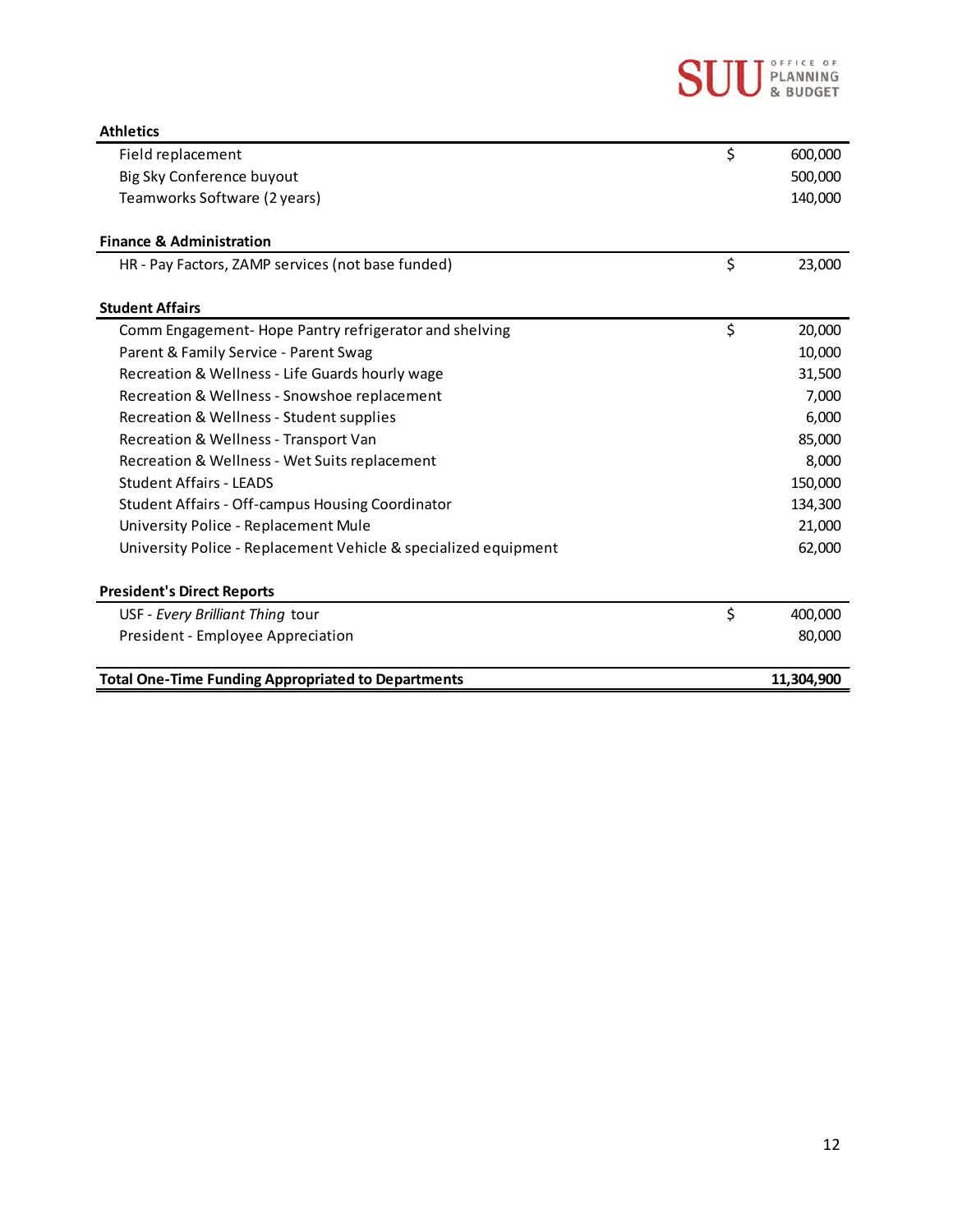| | | |
|---|---|---|
| **Athletics** | | |
| Field replacement | $ | 600,000 |
| Big Sky Conference buyout | | 500,000 |
| Teamworks Software (2 years) | | 140,000 |
| | | |
| **Finance & Administration** | | |
| HR - Pay Factors, ZAMP services (not base funded) | $ | 23,000 |
| | | |
| **Student Affairs** | | |
| Comm Engagement- Hope Pantry refrigerator and shelving | $ | 20,000 |
| Parent & Family Service - Parent Swag | | 10,000 |
| Recreation & Wellness - Life Guards hourly wage | | 31,500 |
| Recreation & Wellness - Snowshoe replacement | | 7,000 |
| Recreation & Wellness - Student supplies | | 6,000 |
| Recreation & Wellness - Transport Van | | 85,000 |
| Recreation & Wellness - Wet Suits replacement | | 8,000 |
| Student Affairs - LEADS | | 150,000 |
| Student Affairs - Off-campus Housing Coordinator | | 134,300 |
| University Police - Replacement Mule | | 21,000 |
| University Police - Replacement Vehicle & specialized equipment | | 62,000 |
| | | |
| **President's Direct Reports** | | |
| USF - *Every Brilliant Thing* tour | $ | 400,000 |
| President - Employee Appreciation | | 80,000 |
| | | |
| **Total One-Time Funding Appropriated to Departments** | | **11,304,900** |